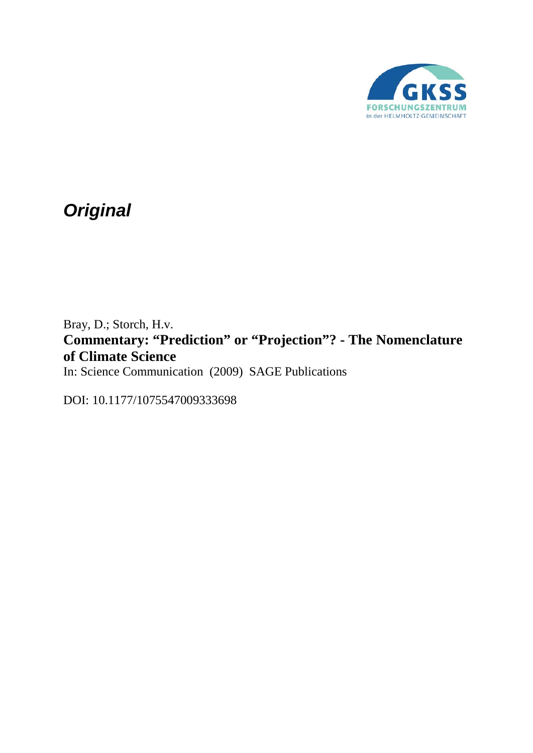GKSS
FORSCHUNGSZENTRUM
in der HELMHOLTZ-GEMEINSCHAFT

# *Original*

Bray, D.; Storch, H.v.

**Commentary: "Prediction" or "Projection"? - The Nomenclature of Climate Science**

In: Science Communication (2009) SAGE Publications

DOI: 10.1177/1075547009333698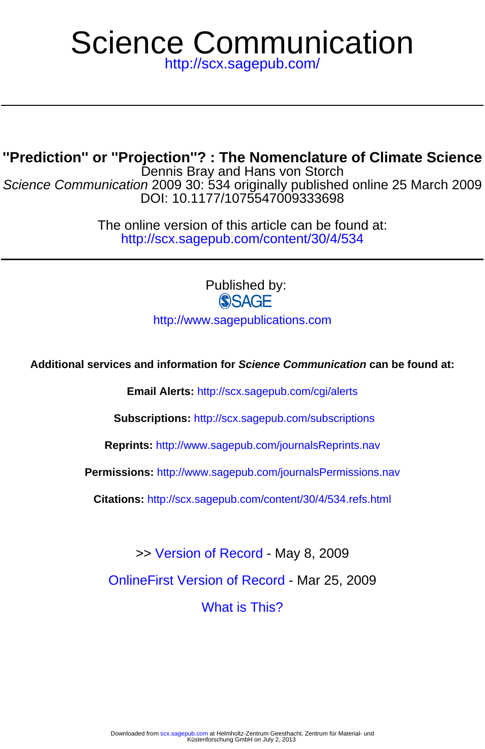# Science Communication

http://scx.sagepub.com/

## "Prediction" or "Projection"? : The Nomenclature of Climate Science

Dennis Bray and Hans von Storch

*Science Communication* 2009 30: 534 originally published online 25 March 2009

DOI: 10.1177/1075547009333698

The online version of this article can be found at:

http://scx.sagepub.com/content/30/4/534

Published by:

SAGE

http://www.sagepublications.com

**Additional services and information for *Science Communication* can be found at:**

**Email Alerts:** http://scx.sagepub.com/cgi/alerts

**Subscriptions:** http://scx.sagepub.com/subscriptions

**Reprints:** http://www.sagepub.com/journalsReprints.nav

**Permissions:** http://www.sagepub.com/journalsPermissions.nav

**Citations:** http://scx.sagepub.com/content/30/4/534.refs.html

>> Version of Record - May 8, 2009

OnlineFirst Version of Record - Mar 25, 2009

What is This?

Downloaded from scx.sagepub.com at Helmholtz-Zentrum Geesthacht, Zentrum für Material- und Küstenforschung GmbH on July 2, 2013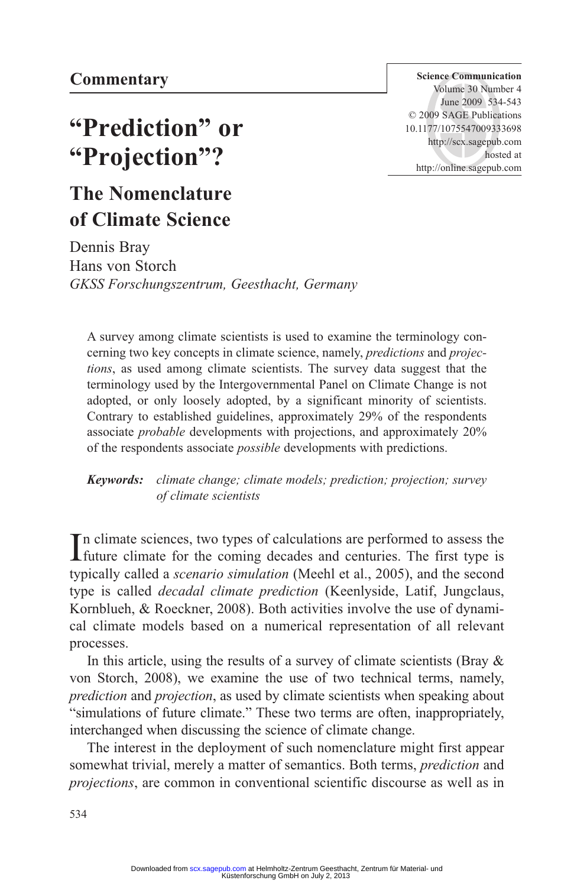**Commentary**

# "Prediction" or "Projection"?

## The Nomenclature of Climate Science

Dennis Bray
Hans von Storch
*GKSS Forschungszentrum, Geesthacht, Germany*

A survey among climate scientists is used to examine the terminology concerning two key concepts in climate science, namely, *predictions* and *projections*, as used among climate scientists. The survey data suggest that the terminology used by the Intergovernmental Panel on Climate Change is not adopted, or only loosely adopted, by a significant minority of scientists. Contrary to established guidelines, approximately 29% of the respondents associate *probable* developments with projections, and approximately 20% of the respondents associate *possible* developments with predictions.

***Keywords:*** *climate change; climate models; prediction; projection; survey of climate scientists*

In climate sciences, two types of calculations are performed to assess the future climate for the coming decades and centuries. The first type is typically called a *scenario simulation* (Meehl et al., 2005), and the second type is called *decadal climate prediction* (Keenlyside, Latif, Jungclaus, Kornblueh, & Roeckner, 2008). Both activities involve the use of dynamical climate models based on a numerical representation of all relevant processes.

In this article, using the results of a survey of climate scientists (Bray & von Storch, 2008), we examine the use of two technical terms, namely, *prediction* and *projection*, as used by climate scientists when speaking about "simulations of future climate." These two terms are often, inappropriately, interchanged when discussing the science of climate change.

The interest in the deployment of such nomenclature might first appear somewhat trivial, merely a matter of semantics. Both terms, *prediction* and *projections*, are common in conventional scientific discourse as well as in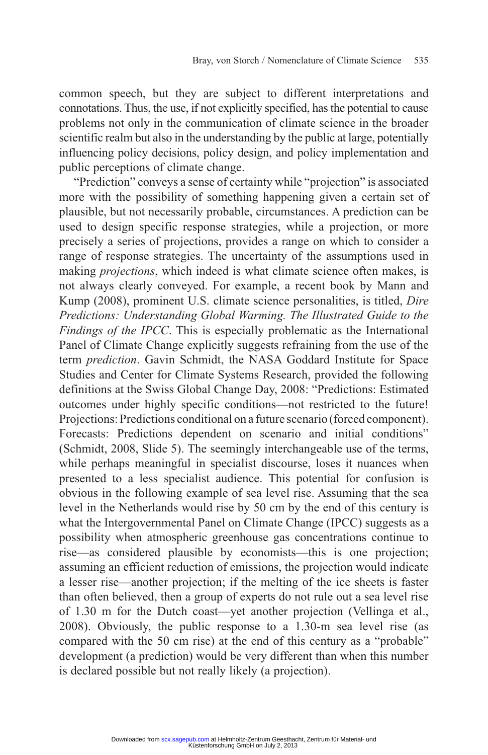common speech, but they are subject to different interpretations and connotations. Thus, the use, if not explicitly specified, has the potential to cause problems not only in the communication of climate science in the broader scientific realm but also in the understanding by the public at large, potentially influencing policy decisions, policy design, and policy implementation and public perceptions of climate change.

"Prediction" conveys a sense of certainty while "projection" is associated more with the possibility of something happening given a certain set of plausible, but not necessarily probable, circumstances. A prediction can be used to design specific response strategies, while a projection, or more precisely a series of projections, provides a range on which to consider a range of response strategies. The uncertainty of the assumptions used in making *projections*, which indeed is what climate science often makes, is not always clearly conveyed. For example, a recent book by Mann and Kump (2008), prominent U.S. climate science personalities, is titled, *Dire Predictions: Understanding Global Warming. The Illustrated Guide to the Findings of the IPCC*. This is especially problematic as the International Panel of Climate Change explicitly suggests refraining from the use of the term *prediction*. Gavin Schmidt, the NASA Goddard Institute for Space Studies and Center for Climate Systems Research, provided the following definitions at the Swiss Global Change Day, 2008: "Predictions: Estimated outcomes under highly specific conditions—not restricted to the future! Projections: Predictions conditional on a future scenario (forced component). Forecasts: Predictions dependent on scenario and initial conditions" (Schmidt, 2008, Slide 5). The seemingly interchangeable use of the terms, while perhaps meaningful in specialist discourse, loses it nuances when presented to a less specialist audience. This potential for confusion is obvious in the following example of sea level rise. Assuming that the sea level in the Netherlands would rise by 50 cm by the end of this century is what the Intergovernmental Panel on Climate Change (IPCC) suggests as a possibility when atmospheric greenhouse gas concentrations continue to rise—as considered plausible by economists—this is one projection; assuming an efficient reduction of emissions, the projection would indicate a lesser rise—another projection; if the melting of the ice sheets is faster than often believed, then a group of experts do not rule out a sea level rise of 1.30 m for the Dutch coast—yet another projection (Vellinga et al., 2008). Obviously, the public response to a 1.30-m sea level rise (as compared with the 50 cm rise) at the end of this century as a "probable" development (a prediction) would be very different than when this number is declared possible but not really likely (a projection).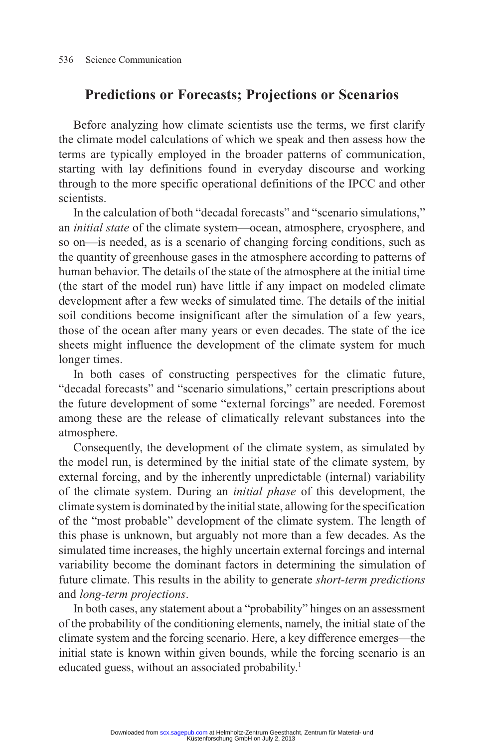## Predictions or Forecasts; Projections or Scenarios

Before analyzing how climate scientists use the terms, we first clarify the climate model calculations of which we speak and then assess how the terms are typically employed in the broader patterns of communication, starting with lay definitions found in everyday discourse and working through to the more specific operational definitions of the IPCC and other scientists.

In the calculation of both "decadal forecasts" and "scenario simulations," an *initial state* of the climate system—ocean, atmosphere, cryosphere, and so on—is needed, as is a scenario of changing forcing conditions, such as the quantity of greenhouse gases in the atmosphere according to patterns of human behavior. The details of the state of the atmosphere at the initial time (the start of the model run) have little if any impact on modeled climate development after a few weeks of simulated time. The details of the initial soil conditions become insignificant after the simulation of a few years, those of the ocean after many years or even decades. The state of the ice sheets might influence the development of the climate system for much longer times.

In both cases of constructing perspectives for the climatic future, "decadal forecasts" and "scenario simulations," certain prescriptions about the future development of some "external forcings" are needed. Foremost among these are the release of climatically relevant substances into the atmosphere.

Consequently, the development of the climate system, as simulated by the model run, is determined by the initial state of the climate system, by external forcing, and by the inherently unpredictable (internal) variability of the climate system. During an *initial phase* of this development, the climate system is dominated by the initial state, allowing for the specification of the "most probable" development of the climate system. The length of this phase is unknown, but arguably not more than a few decades. As the simulated time increases, the highly uncertain external forcings and internal variability become the dominant factors in determining the simulation of future climate. This results in the ability to generate *short-term predictions* and *long-term projections*.

In both cases, any statement about a "probability" hinges on an assessment of the probability of the conditioning elements, namely, the initial state of the climate system and the forcing scenario. Here, a key difference emerges—the initial state is known within given bounds, while the forcing scenario is an educated guess, without an associated probability.[1]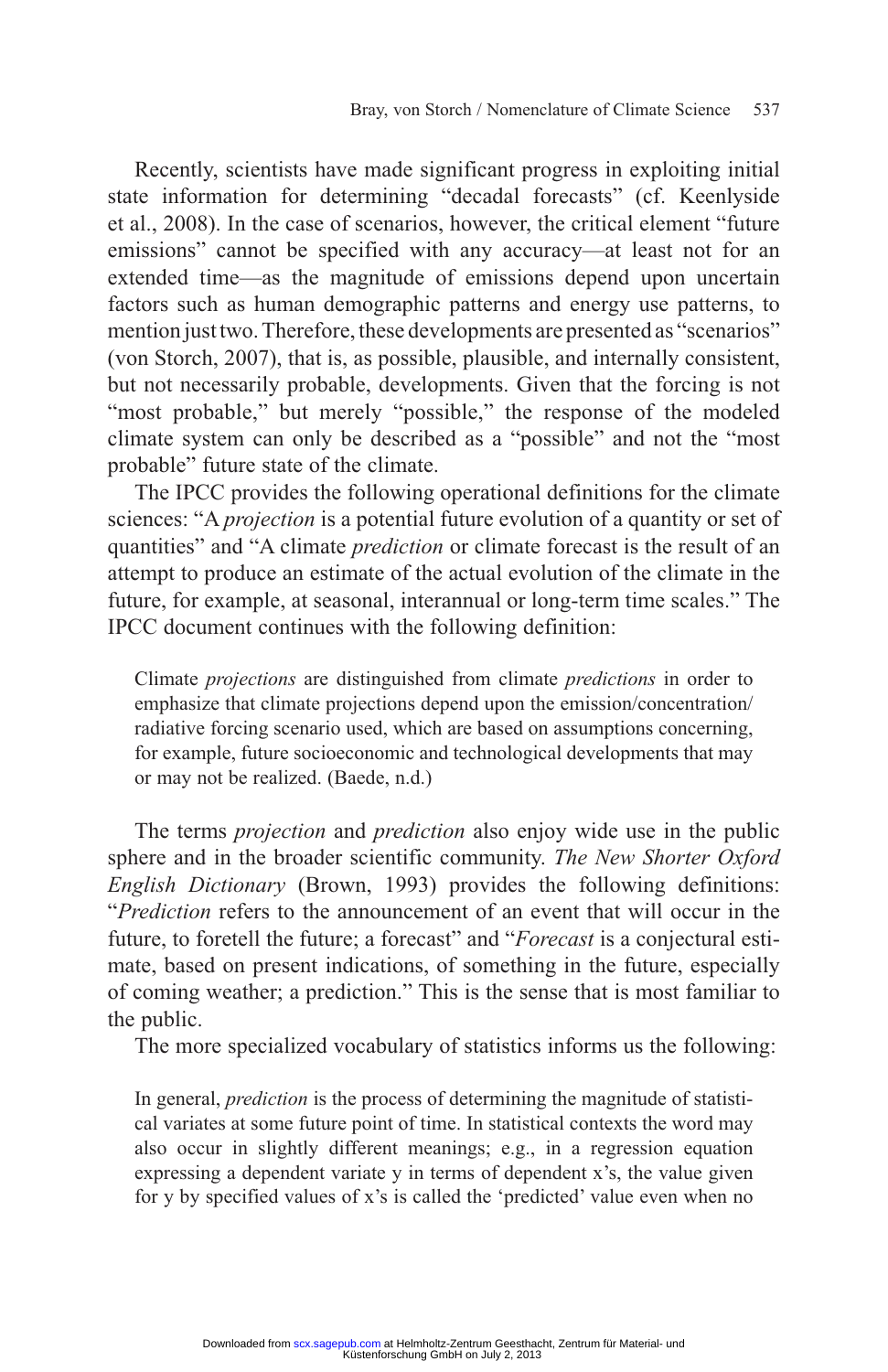Recently, scientists have made significant progress in exploiting initial state information for determining “decadal forecasts” (cf. Keenlyside et al., 2008). In the case of scenarios, however, the critical element “future emissions” cannot be specified with any accuracy—at least not for an extended time—as the magnitude of emissions depend upon uncertain factors such as human demographic patterns and energy use patterns, to mention just two. Therefore, these developments are presented as “scenarios” (von Storch, 2007), that is, as possible, plausible, and internally consistent, but not necessarily probable, developments. Given that the forcing is not “most probable,” but merely “possible,” the response of the modeled climate system can only be described as a “possible” and not the “most probable” future state of the climate.

The IPCC provides the following operational definitions for the climate sciences: “A *projection* is a potential future evolution of a quantity or set of quantities” and “A climate *prediction* or climate forecast is the result of an attempt to produce an estimate of the actual evolution of the climate in the future, for example, at seasonal, interannual or long-term time scales.” The IPCC document continues with the following definition:

> Climate *projections* are distinguished from climate *predictions* in order to emphasize that climate projections depend upon the emission/concentration/radiative forcing scenario used, which are based on assumptions concerning, for example, future socioeconomic and technological developments that may or may not be realized. (Baede, n.d.)

The terms *projection* and *prediction* also enjoy wide use in the public sphere and in the broader scientific community. *The New Shorter Oxford English Dictionary* (Brown, 1993) provides the following definitions: “*Prediction* refers to the announcement of an event that will occur in the future, to foretell the future; a forecast” and “*Forecast* is a conjectural estimate, based on present indications, of something in the future, especially of coming weather; a prediction.” This is the sense that is most familiar to the public.

The more specialized vocabulary of statistics informs us the following:

> In general, *prediction* is the process of determining the magnitude of statistical variates at some future point of time. In statistical contexts the word may also occur in slightly different meanings; e.g., in a regression equation expressing a dependent variate y in terms of dependent x’s, the value given for y by specified values of x’s is called the ‘predicted’ value even when no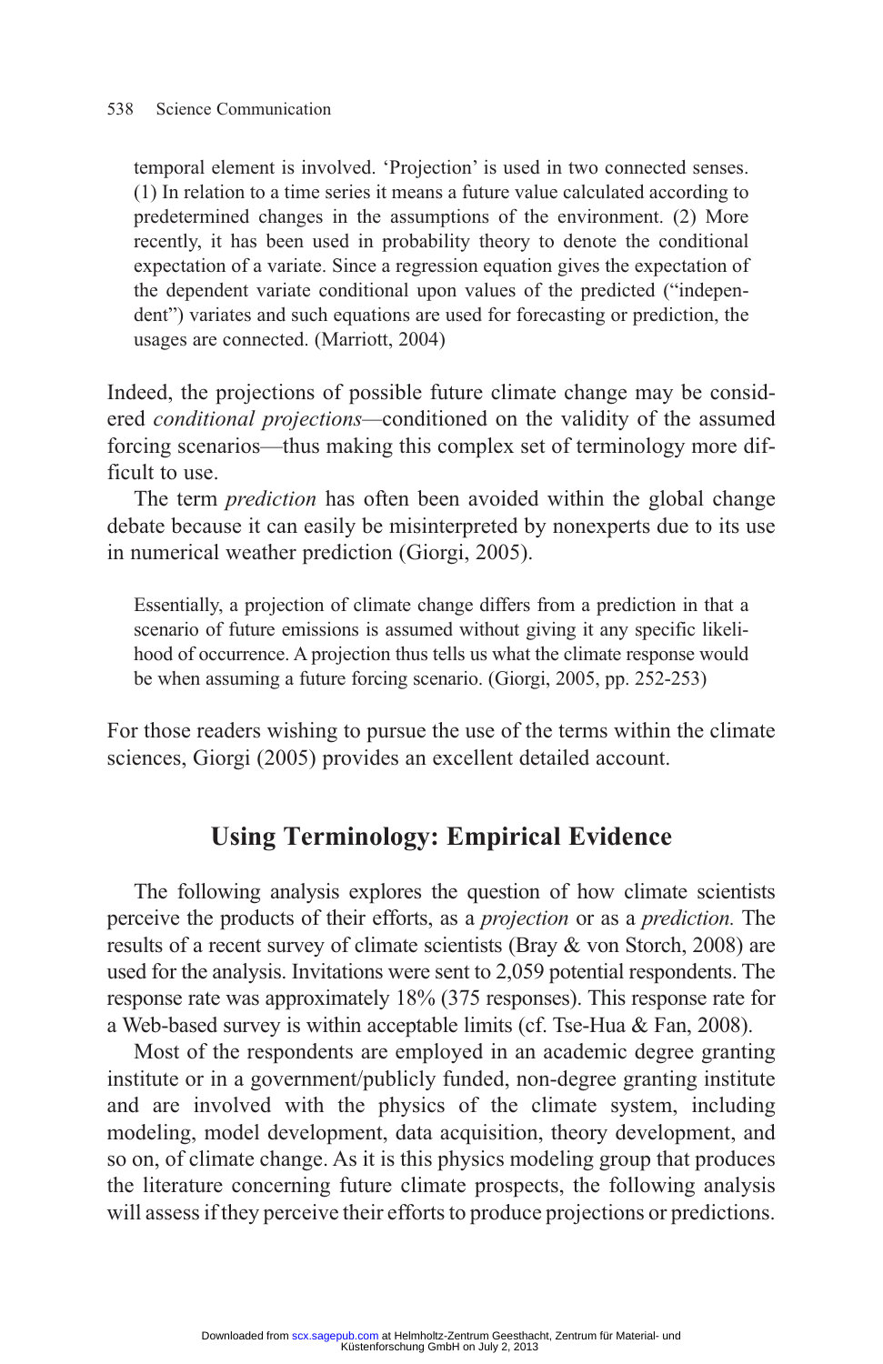> temporal element is involved. 'Projection' is used in two connected senses. (1) In relation to a time series it means a future value calculated according to predetermined changes in the assumptions of the environment. (2) More recently, it has been used in probability theory to denote the conditional expectation of a variate. Since a regression equation gives the expectation of the dependent variate conditional upon values of the predicted ("independent") variates and such equations are used for forecasting or prediction, the usages are connected. (Marriott, 2004)

Indeed, the projections of possible future climate change may be considered *conditional projections*—conditioned on the validity of the assumed forcing scenarios—thus making this complex set of terminology more difficult to use.

The term *prediction* has often been avoided within the global change debate because it can easily be misinterpreted by nonexperts due to its use in numerical weather prediction (Giorgi, 2005).

> Essentially, a projection of climate change differs from a prediction in that a scenario of future emissions is assumed without giving it any specific likelihood of occurrence. A projection thus tells us what the climate response would be when assuming a future forcing scenario. (Giorgi, 2005, pp. 252-253)

For those readers wishing to pursue the use of the terms within the climate sciences, Giorgi (2005) provides an excellent detailed account.

## Using Terminology: Empirical Evidence

The following analysis explores the question of how climate scientists perceive the products of their efforts, as a *projection* or as a *prediction.* The results of a recent survey of climate scientists (Bray & von Storch, 2008) are used for the analysis. Invitations were sent to 2,059 potential respondents. The response rate was approximately 18% (375 responses). This response rate for a Web-based survey is within acceptable limits (cf. Tse-Hua & Fan, 2008).

Most of the respondents are employed in an academic degree granting institute or in a government/publicly funded, non-degree granting institute and are involved with the physics of the climate system, including modeling, model development, data acquisition, theory development, and so on, of climate change. As it is this physics modeling group that produces the literature concerning future climate prospects, the following analysis will assess if they perceive their efforts to produce projections or predictions.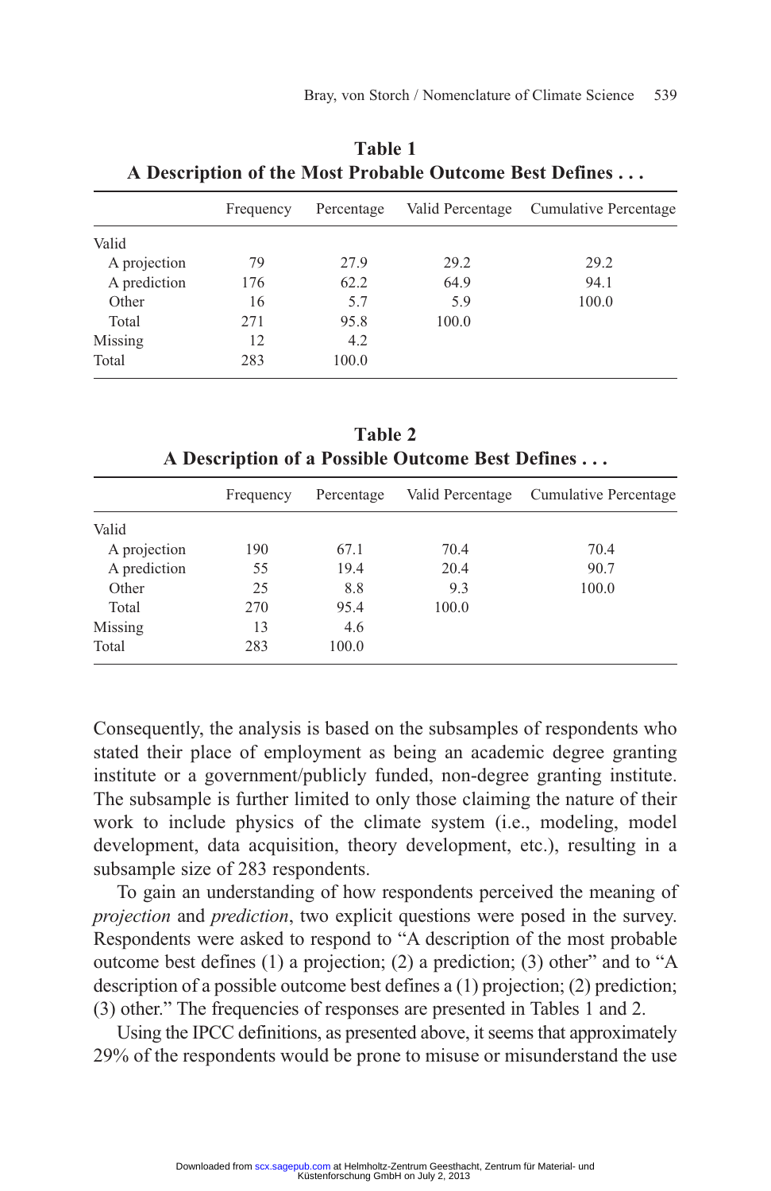**Table 1**
**A Description of the Most Probable Outcome Best Defines . . .**

| | Frequency | Percentage | Valid Percentage | Cumulative Percentage |
|---|---|---|---|---|
| Valid | | | | |
| A projection | 79 | 27.9 | 29.2 | 29.2 |
| A prediction | 176 | 62.2 | 64.9 | 94.1 |
| Other | 16 | 5.7 | 5.9 | 100.0 |
| Total | 271 | 95.8 | 100.0 | |
| Missing | 12 | 4.2 | | |
| Total | 283 | 100.0 | | |

**Table 2**
**A Description of a Possible Outcome Best Defines . . .**

| | Frequency | Percentage | Valid Percentage | Cumulative Percentage |
|---|---|---|---|---|
| Valid | | | | |
| A projection | 190 | 67.1 | 70.4 | 70.4 |
| A prediction | 55 | 19.4 | 20.4 | 90.7 |
| Other | 25 | 8.8 | 9.3 | 100.0 |
| Total | 270 | 95.4 | 100.0 | |
| Missing | 13 | 4.6 | | |
| Total | 283 | 100.0 | | |

Consequently, the analysis is based on the subsamples of respondents who stated their place of employment as being an academic degree granting institute or a government/publicly funded, non-degree granting institute. The subsample is further limited to only those claiming the nature of their work to include physics of the climate system (i.e., modeling, model development, data acquisition, theory development, etc.), resulting in a subsample size of 283 respondents.

To gain an understanding of how respondents perceived the meaning of *projection* and *prediction*, two explicit questions were posed in the survey. Respondents were asked to respond to “A description of the most probable outcome best defines (1) a projection; (2) a prediction; (3) other” and to “A description of a possible outcome best defines a (1) projection; (2) prediction; (3) other.” The frequencies of responses are presented in Tables 1 and 2.

Using the IPCC definitions, as presented above, it seems that approximately 29% of the respondents would be prone to misuse or misunderstand the use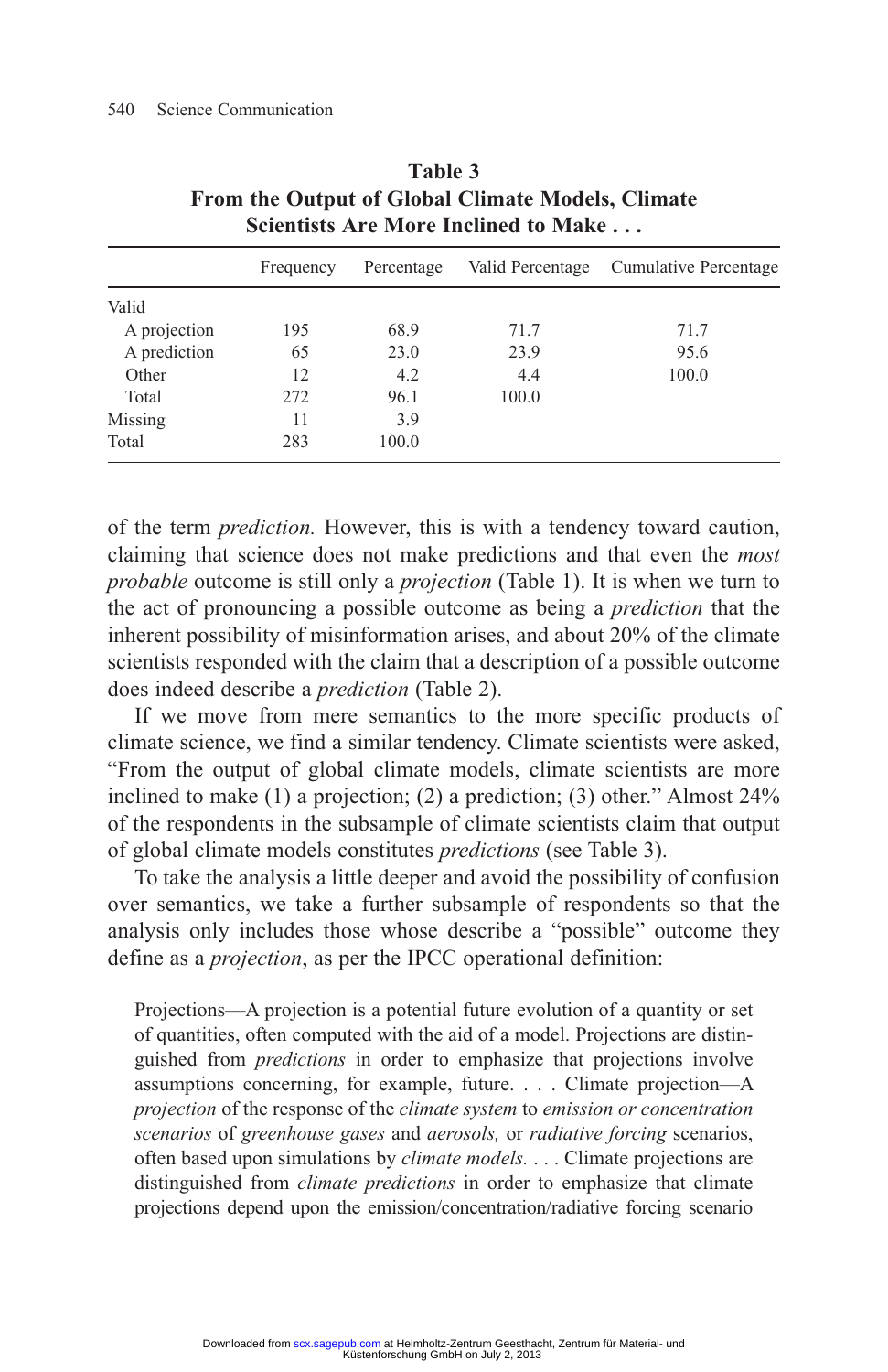**Table 3**
**From the Output of Global Climate Models, Climate Scientists Are More Inclined to Make . . .**

| | Frequency | Percentage | Valid Percentage | Cumulative Percentage |
|---|---|---|---|---|
| Valid | | | | |
| A projection | 195 | 68.9 | 71.7 | 71.7 |
| A prediction | 65 | 23.0 | 23.9 | 95.6 |
| Other | 12 | 4.2 | 4.4 | 100.0 |
| Total | 272 | 96.1 | 100.0 | |
| Missing | 11 | 3.9 | | |
| Total | 283 | 100.0 | | |

of the term *prediction.* However, this is with a tendency toward caution, claiming that science does not make predictions and that even the *most probable* outcome is still only a *projection* (Table 1). It is when we turn to the act of pronouncing a possible outcome as being a *prediction* that the inherent possibility of misinformation arises, and about 20% of the climate scientists responded with the claim that a description of a possible outcome does indeed describe a *prediction* (Table 2).

If we move from mere semantics to the more specific products of climate science, we find a similar tendency. Climate scientists were asked, "From the output of global climate models, climate scientists are more inclined to make (1) a projection; (2) a prediction; (3) other." Almost 24% of the respondents in the subsample of climate scientists claim that output of global climate models constitutes *predictions* (see Table 3).

To take the analysis a little deeper and avoid the possibility of confusion over semantics, we take a further subsample of respondents so that the analysis only includes those whose describe a "possible" outcome they define as a *projection*, as per the IPCC operational definition:

> Projections—A projection is a potential future evolution of a quantity or set of quantities, often computed with the aid of a model. Projections are distinguished from *predictions* in order to emphasize that projections involve assumptions concerning, for example, future. . . . Climate projection—A *projection* of the response of the *climate system* to *emission or concentration scenarios* of *greenhouse gases* and *aerosols,* or *radiative forcing* scenarios, often based upon simulations by *climate models.* . . . Climate projections are distinguished from *climate predictions* in order to emphasize that climate projections depend upon the emission/concentration/radiative forcing scenario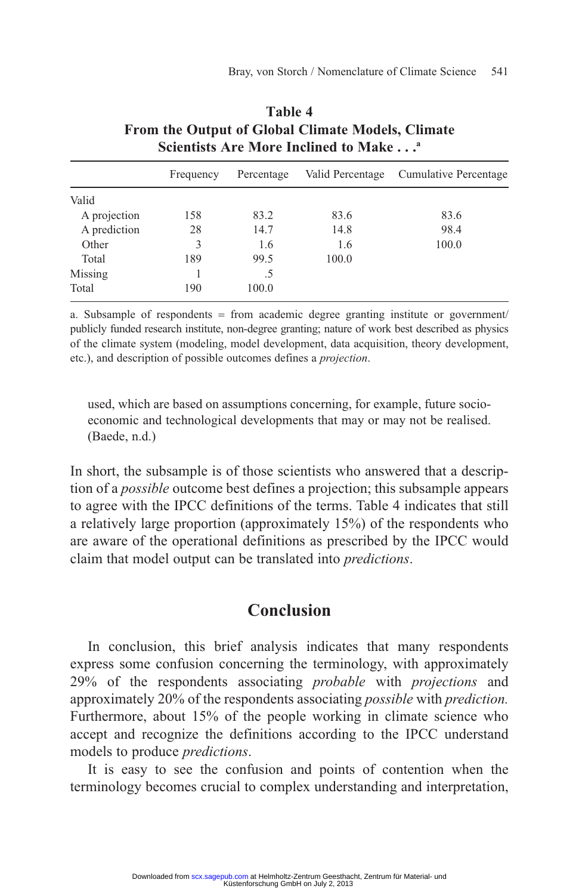**Table 4**
**From the Output of Global Climate Models, Climate Scientists Are More Inclined to Make . . .**[a]

| | Frequency | Percentage | Valid Percentage | Cumulative Percentage |
|---|---|---|---|---|
| Valid | | | | |
| A projection | 158 | 83.2 | 83.6 | 83.6 |
| A prediction | 28 | 14.7 | 14.8 | 98.4 |
| Other | 3 | 1.6 | 1.6 | 100.0 |
| Total | 189 | 99.5 | 100.0 | |
| Missing | 1 | .5 | | |
| Total | 190 | 100.0 | | |

a. Subsample of respondents = from academic degree granting institute or government/publicly funded research institute, non-degree granting; nature of work best described as physics of the climate system (modeling, model development, data acquisition, theory development, etc.), and description of possible outcomes defines a *projection*.

> used, which are based on assumptions concerning, for example, future socio-economic and technological developments that may or may not be realised. (Baede, n.d.)

In short, the subsample is of those scientists who answered that a description of a *possible* outcome best defines a projection; this subsample appears to agree with the IPCC definitions of the terms. Table 4 indicates that still a relatively large proportion (approximately 15%) of the respondents who are aware of the operational definitions as prescribed by the IPCC would claim that model output can be translated into *predictions*.

## Conclusion

In conclusion, this brief analysis indicates that many respondents express some confusion concerning the terminology, with approximately 29% of the respondents associating *probable* with *projections* and approximately 20% of the respondents associating *possible* with *prediction.* Furthermore, about 15% of the people working in climate science who accept and recognize the definitions according to the IPCC understand models to produce *predictions*.

It is easy to see the confusion and points of contention when the terminology becomes crucial to complex understanding and interpretation,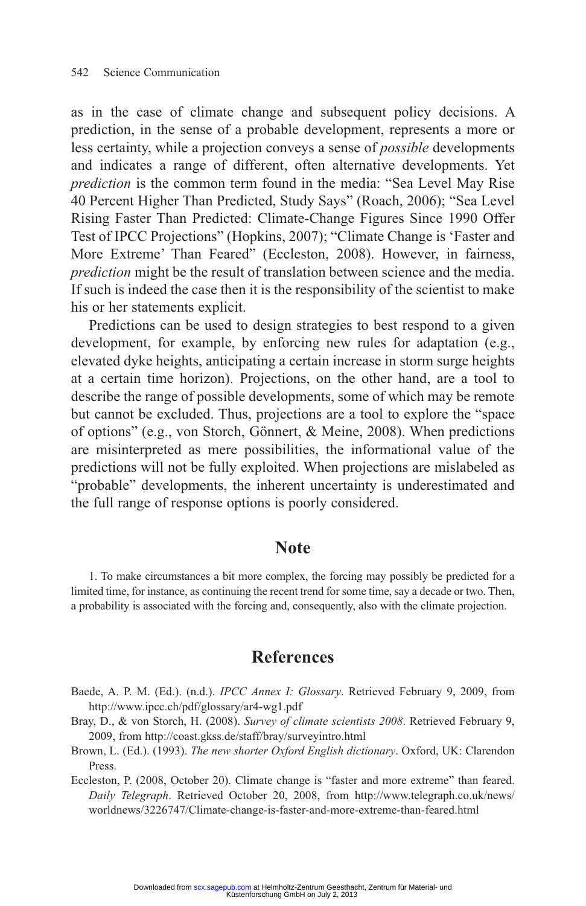as in the case of climate change and subsequent policy decisions. A prediction, in the sense of a probable development, represents a more or less certainty, while a projection conveys a sense of *possible* developments and indicates a range of different, often alternative developments. Yet *prediction* is the common term found in the media: "Sea Level May Rise 40 Percent Higher Than Predicted, Study Says" (Roach, 2006); "Sea Level Rising Faster Than Predicted: Climate-Change Figures Since 1990 Offer Test of IPCC Projections" (Hopkins, 2007); "Climate Change is 'Faster and More Extreme' Than Feared" (Eccleston, 2008). However, in fairness, *prediction* might be the result of translation between science and the media. If such is indeed the case then it is the responsibility of the scientist to make his or her statements explicit.

Predictions can be used to design strategies to best respond to a given development, for example, by enforcing new rules for adaptation (e.g., elevated dyke heights, anticipating a certain increase in storm surge heights at a certain time horizon). Projections, on the other hand, are a tool to describe the range of possible developments, some of which may be remote but cannot be excluded. Thus, projections are a tool to explore the "space of options" (e.g., von Storch, Gönnert, & Meine, 2008). When predictions are misinterpreted as mere possibilities, the informational value of the predictions will not be fully exploited. When projections are mislabeled as "probable" developments, the inherent uncertainty is underestimated and the full range of response options is poorly considered.

## Note

1. To make circumstances a bit more complex, the forcing may possibly be predicted for a limited time, for instance, as continuing the recent trend for some time, say a decade or two. Then, a probability is associated with the forcing and, consequently, also with the climate projection.

## References

Baede, A. P. M. (Ed.). (n.d.). *IPCC Annex I: Glossary*. Retrieved February 9, 2009, from http://www.ipcc.ch/pdf/glossary/ar4-wg1.pdf

Bray, D., & von Storch, H. (2008). *Survey of climate scientists 2008*. Retrieved February 9, 2009, from http://coast.gkss.de/staff/bray/surveyintro.html

Brown, L. (Ed.). (1993). *The new shorter Oxford English dictionary*. Oxford, UK: Clarendon Press.

Eccleston, P. (2008, October 20). Climate change is "faster and more extreme" than feared. *Daily Telegraph*. Retrieved October 20, 2008, from http://www.telegraph.co.uk/news/worldnews/3226747/Climate-change-is-faster-and-more-extreme-than-feared.html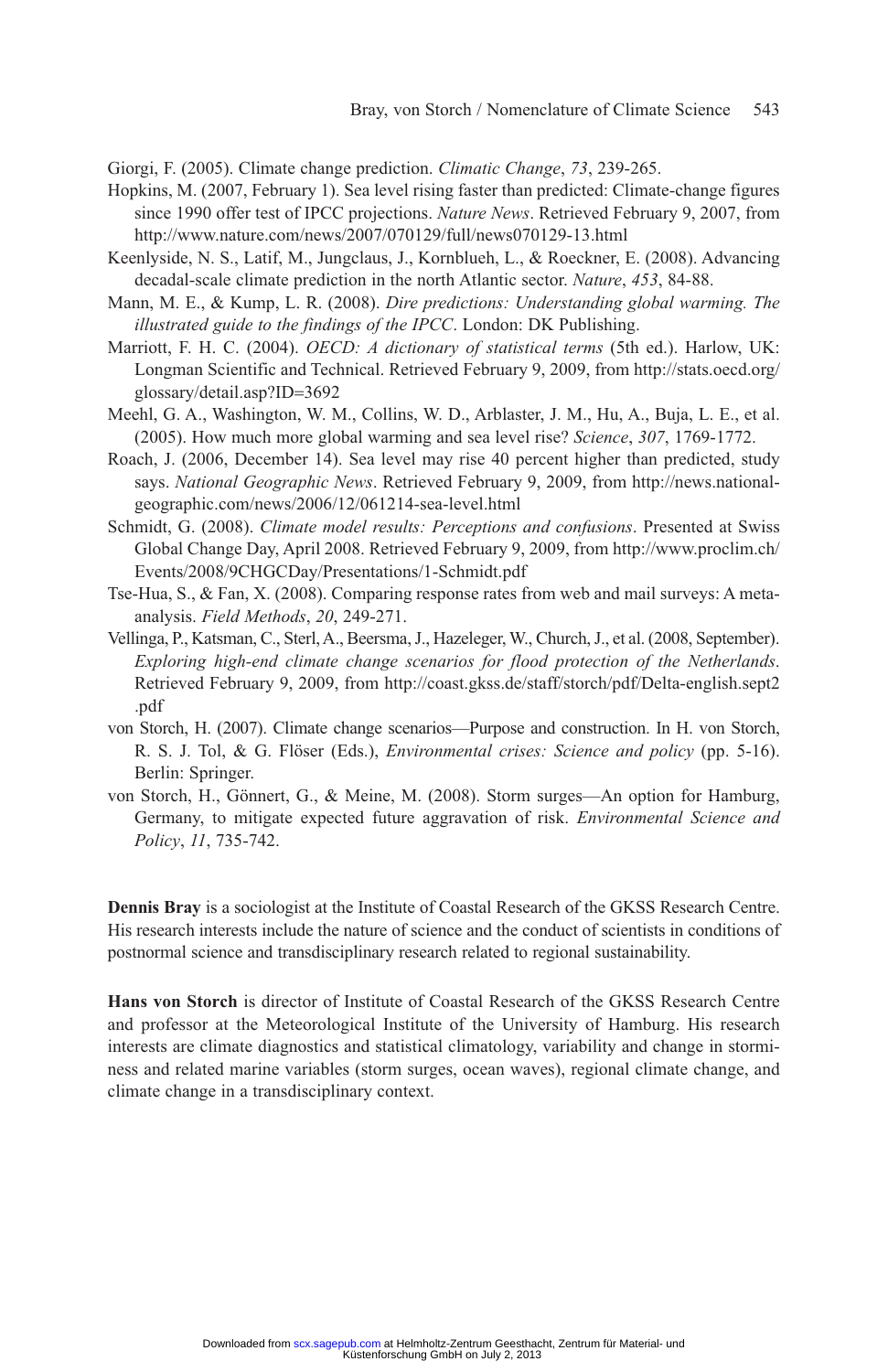Giorgi, F. (2005). Climate change prediction. *Climatic Change*, *73*, 239-265.

Hopkins, M. (2007, February 1). Sea level rising faster than predicted: Climate-change figures since 1990 offer test of IPCC projections. *Nature News*. Retrieved February 9, 2007, from http://www.nature.com/news/2007/070129/full/news070129-13.html

Keenlyside, N. S., Latif, M., Jungclaus, J., Kornblueh, L., & Roeckner, E. (2008). Advancing decadal-scale climate prediction in the north Atlantic sector. *Nature*, *453*, 84-88.

Mann, M. E., & Kump, L. R. (2008). *Dire predictions: Understanding global warming. The illustrated guide to the findings of the IPCC*. London: DK Publishing.

Marriott, F. H. C. (2004). *OECD: A dictionary of statistical terms* (5th ed.). Harlow, UK: Longman Scientific and Technical. Retrieved February 9, 2009, from http://stats.oecd.org/glossary/detail.asp?ID=3692

Meehl, G. A., Washington, W. M., Collins, W. D., Arblaster, J. M., Hu, A., Buja, L. E., et al. (2005). How much more global warming and sea level rise? *Science*, *307*, 1769-1772.

Roach, J. (2006, December 14). Sea level may rise 40 percent higher than predicted, study says. *National Geographic News*. Retrieved February 9, 2009, from http://news.nationalgeographic.com/news/2006/12/061214-sea-level.html

Schmidt, G. (2008). *Climate model results: Perceptions and confusions*. Presented at Swiss Global Change Day, April 2008. Retrieved February 9, 2009, from http://www.proclim.ch/Events/2008/9CHGCDay/Presentations/1-Schmidt.pdf

Tse-Hua, S., & Fan, X. (2008). Comparing response rates from web and mail surveys: A meta-analysis. *Field Methods*, *20*, 249-271.

Vellinga, P., Katsman, C., Sterl, A., Beersma, J., Hazeleger, W., Church, J., et al. (2008, September). *Exploring high-end climate change scenarios for flood protection of the Netherlands*. Retrieved February 9, 2009, from http://coast.gkss.de/staff/storch/pdf/Delta-english.sept2.pdf

von Storch, H. (2007). Climate change scenarios—Purpose and construction. In H. von Storch, R. S. J. Tol, & G. Flöser (Eds.), *Environmental crises: Science and policy* (pp. 5-16). Berlin: Springer.

von Storch, H., Gönnert, G., & Meine, M. (2008). Storm surges—An option for Hamburg, Germany, to mitigate expected future aggravation of risk. *Environmental Science and Policy*, *11*, 735-742.

**Dennis Bray** is a sociologist at the Institute of Coastal Research of the GKSS Research Centre. His research interests include the nature of science and the conduct of scientists in conditions of postnormal science and transdisciplinary research related to regional sustainability.

**Hans von Storch** is director of Institute of Coastal Research of the GKSS Research Centre and professor at the Meteorological Institute of the University of Hamburg. His research interests are climate diagnostics and statistical climatology, variability and change in storminess and related marine variables (storm surges, ocean waves), regional climate change, and climate change in a transdisciplinary context.